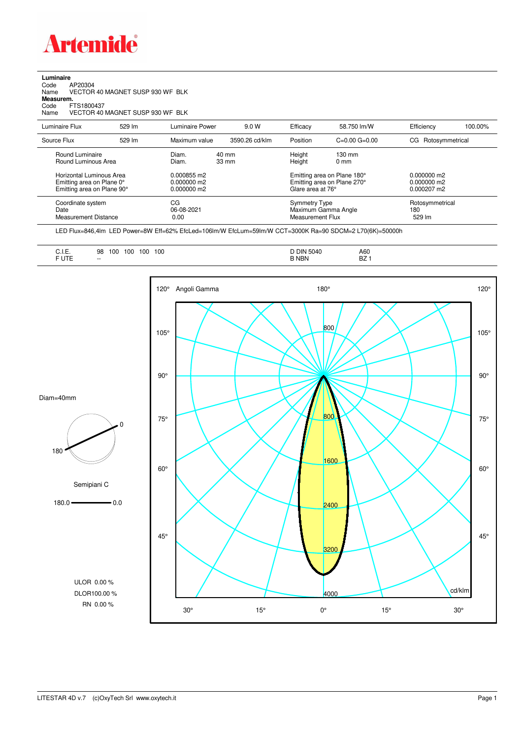# Artemide

**Luminaire**

Code AP20304

Name VECTOR 40 MAGNET SUSP 930 WF BLK

**Measurem.**

Code FTS1800437

Name VECTOR 40 MAGNET SUSP 930 WF BLK

| Luminaire Flux | 529 lm | Luminaire Power | 9.0 W | Efficacy | 58.750 lm/W | Efficiency | 100.00% |
|---|---|---|---|---|---|---|---|
| Source Flux | 529 lm | Maximum value | 3590.26 cd/klm | Position | C=0.00 G=0.00 | CG | Rotosymmetrical |

| | | | | |
|---|---|---|---|---|
| Round Luminaire | Diam. 40 mm | Height 130 mm | | |
| Round Luminous Area | Diam. 33 mm | Height 0 mm | | |
| Horizontal Luminous Area | 0.000855 m2 | Emitting area on Plane 180° | 0.000000 m2 | |
| Emitting area on Plane 0° | 0.000000 m2 | Emitting area on Plane 270° | 0.000000 m2 | |
| Emitting area on Plane 90° | 0.000000 m2 | Glare area at 76° | 0.000207 m2 | |
| Coordinate system | CG | Symmetry Type | Rotosymmetrical | |
| Date | 06-08-2021 | Maximum Gamma Angle | 180 | |
| Measurement Distance | 0.00 | Measurement Flux | 529 lm | |

LED Flux=846,4lm LED Power=8W Eff=62% EfcLed=106lm/W EfcLum=59lm/W CCT=3000K Ra=90 SDCM=2 L70(6K)=50000h

| | | | |
|---|---|---|---|
| C.I.E. | 98 100 100 100 100 | D DIN 5040 | A60 |
| F UTE | -- | B NBN | BZ 1 |

Diam=40mm

Semipiani C

180.0 — 0.0

ULOR 0.00 %

DLOR100.00 %

RN 0.00 %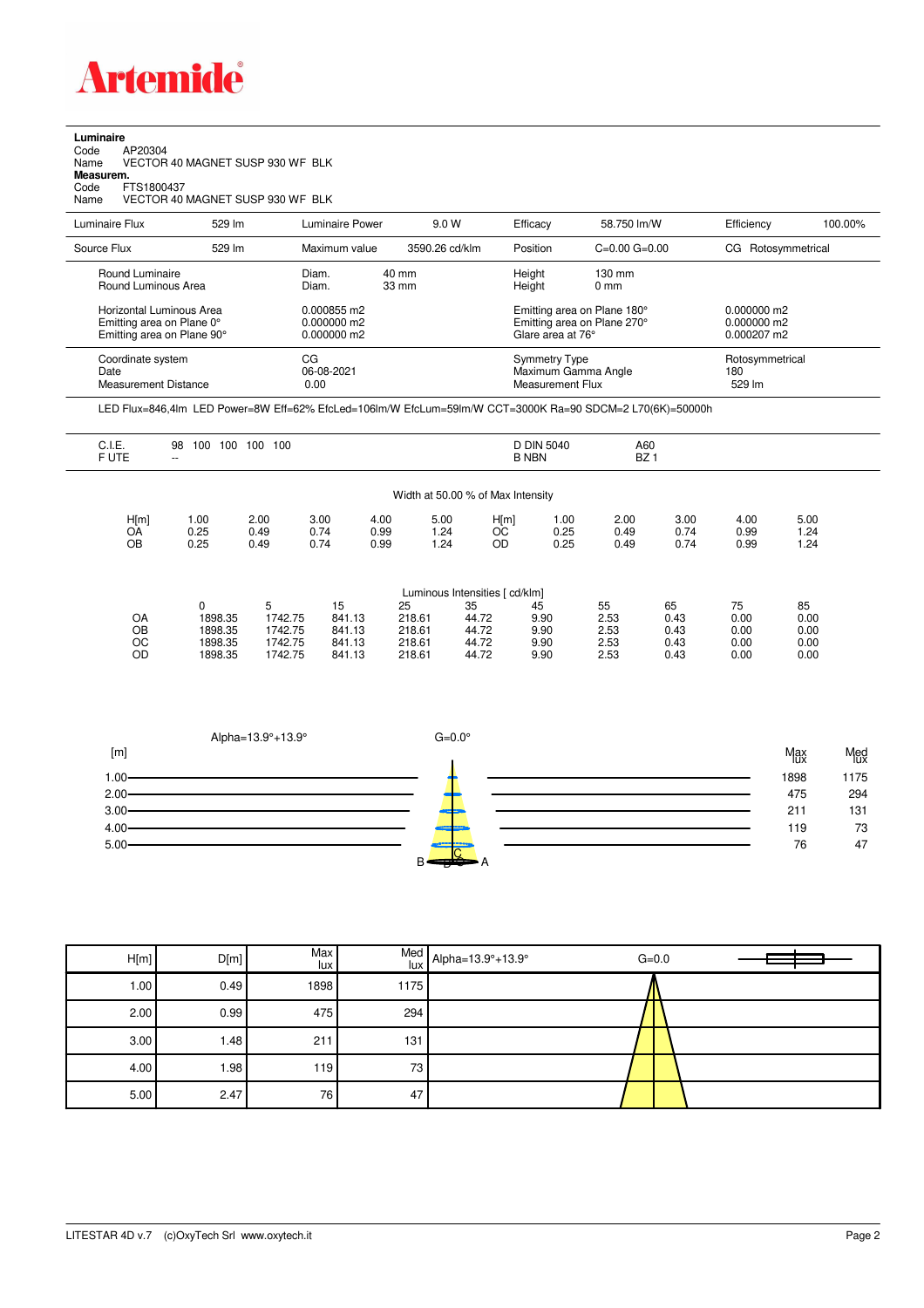Artemide

**Luminaire**

Code AP20304
Name VECTOR 40 MAGNET SUSP 930 WF BLK

**Measurem.**

Code FTS1800437
Name VECTOR 40 MAGNET SUSP 930 WF BLK

| | | | | | | | |
|---|---|---|---|---|---|---|---|
| Luminaire Flux | 529 lm | Luminaire Power | 9.0 W | Efficacy | 58.750 lm/W | Efficiency | 100.00% |
| Source Flux | 529 lm | Maximum value | 3590.26 cd/klm | Position | C=0.00 G=0.00 | CG Rotosymmetrical | |

| | | | | | |
|---|---|---|---|---|---|
| Round Luminaire | Diam. | 40 mm | Height | 130 mm | |
| Round Luminous Area | Diam. | 33 mm | Height | 0 mm | |
| Horizontal Luminous Area | 0.000855 m2 | | Emitting area on Plane 180° | | 0.000000 m2 |
| Emitting area on Plane 0° | 0.000000 m2 | | Emitting area on Plane 270° | | 0.000000 m2 |
| Emitting area on Plane 90° | 0.000000 m2 | | Glare area at 76° | | 0.000207 m2 |

| | | | |
|---|---|---|---|
| Coordinate system | CG | Symmetry Type | Rotosymmetrical |
| Date | 06-08-2021 | Maximum Gamma Angle | 180 |
| Measurement Distance | 0.00 | Measurement Flux | 529 lm |

LED Flux=846,4lm LED Power=8W Eff=62% EfcLed=106lm/W EfcLum=59lm/W CCT=3000K Ra=90 SDCM=2 L70(6K)=50000h

| | | | |
|---|---|---|---|
| C.I.E. | 98 100 100 100 100 | D DIN 5040 | A60 |
| F UTE | -- | B NBN | BZ 1 |

Width at 50.00 % of Max Intensity

| H[m] | 1.00 | 2.00 | 3.00 | 4.00 | 5.00 | H[m] | 1.00 | 2.00 | 3.00 | 4.00 | 5.00 |
|---|---|---|---|---|---|---|---|---|---|---|---|
| OA | 0.25 | 0.49 | 0.74 | 0.99 | 1.24 | OC | 0.25 | 0.49 | 0.74 | 0.99 | 1.24 |
| OB | 0.25 | 0.49 | 0.74 | 0.99 | 1.24 | OD | 0.25 | 0.49 | 0.74 | 0.99 | 1.24 |

Luminous Intensities [ cd/klm]

| | 0 | 5 | 15 | 25 | 35 | 45 | 55 | 65 | 75 | 85 |
|---|---|---|---|---|---|---|---|---|---|---|
| OA | 1898.35 | 1742.75 | 841.13 | 218.61 | 44.72 | 9.90 | 2.53 | 0.43 | 0.00 | 0.00 |
| OB | 1898.35 | 1742.75 | 841.13 | 218.61 | 44.72 | 9.90 | 2.53 | 0.43 | 0.00 | 0.00 |
| OC | 1898.35 | 1742.75 | 841.13 | 218.61 | 44.72 | 9.90 | 2.53 | 0.43 | 0.00 | 0.00 |
| OD | 1898.35 | 1742.75 | 841.13 | 218.61 | 44.72 | 9.90 | 2.53 | 0.43 | 0.00 | 0.00 |

Alpha=13.9°+13.9°

G=0.0°

[m]

Max lux

Med lux

1.00 1898 1175

2.00 475 294

3.00 211 131

4.00 119 73

5.00 76 47

B D C A

| H[m] | D[m] | Max lux | Med lux | Alpha=13.9°+13.9° G=0.0 |
|---|---|---|---|---|
| 1.00 | 0.49 | 1898 | 1175 | |
| 2.00 | 0.99 | 475 | 294 | |
| 3.00 | 1.48 | 211 | 131 | |
| 4.00 | 1.98 | 119 | 73 | |
| 5.00 | 2.47 | 76 | 47 | |

LITESTAR 4D v.7 (c)OxyTech Srl www.oxytech.it